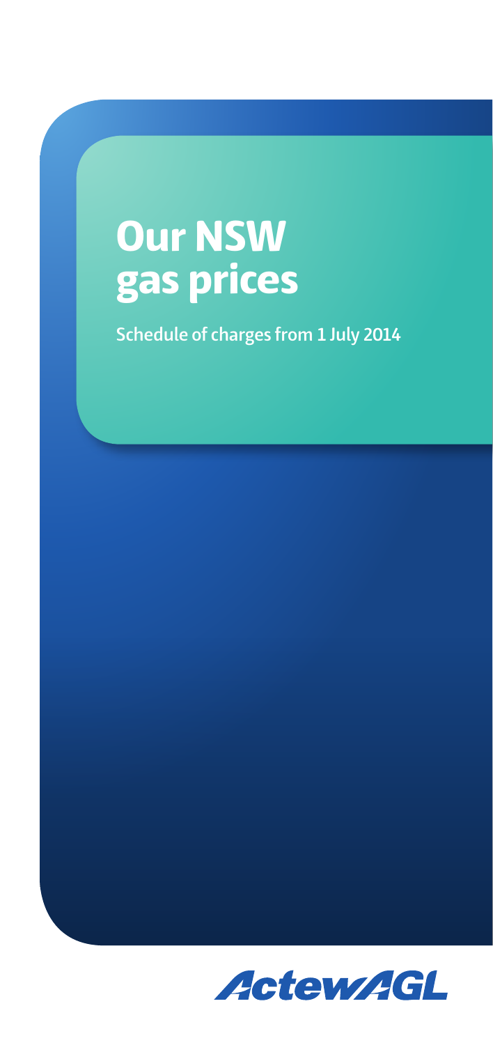# Our NSW gas prices

Schedule of charges from 1 July 2014

ActewAGL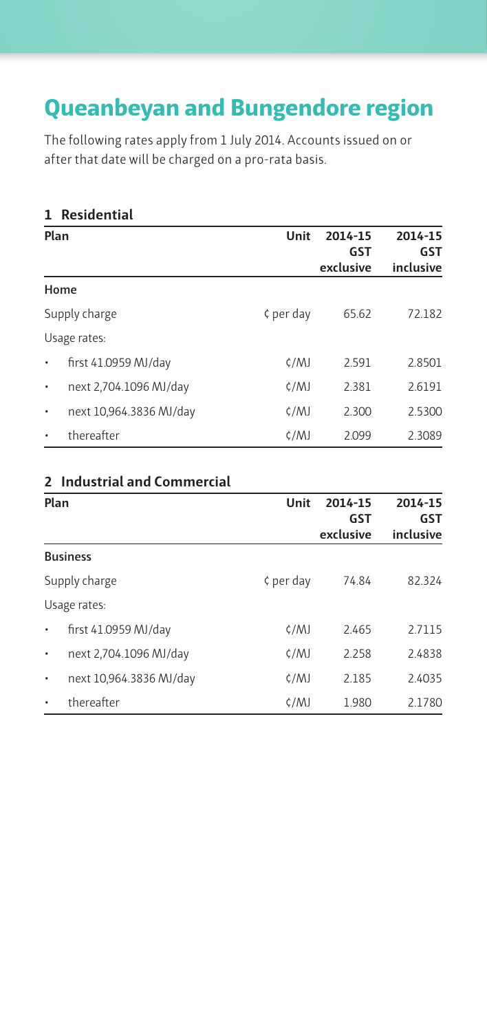# Queanbeyan and Bungendore region

The following rates apply from 1 July 2014. Accounts issued on or after that date will be charged on a pro-rata basis.

## 1 Residential

| Plan | Unit | 2014-15 GST exclusive | 2014-15 GST inclusive |
|---|---|---|---|
| **Home** | | | |
| Supply charge | ¢ per day | 65.62 | 72.182 |
| Usage rates: | | | |
| • first 41.0959 MJ/day | ¢/MJ | 2.591 | 2.8501 |
| • next 2,704.1096 MJ/day | ¢/MJ | 2.381 | 2.6191 |
| • next 10,964.3836 MJ/day | ¢/MJ | 2.300 | 2.5300 |
| • thereafter | ¢/MJ | 2.099 | 2.3089 |

## 2 Industrial and Commercial

| Plan | Unit | 2014-15 GST exclusive | 2014-15 GST inclusive |
|---|---|---|---|
| **Business** | | | |
| Supply charge | ¢ per day | 74.84 | 82.324 |
| Usage rates: | | | |
| • first 41.0959 MJ/day | ¢/MJ | 2.465 | 2.7115 |
| • next 2,704.1096 MJ/day | ¢/MJ | 2.258 | 2.4838 |
| • next 10,964.3836 MJ/day | ¢/MJ | 2.185 | 2.4035 |
| • thereafter | ¢/MJ | 1.980 | 2.1780 |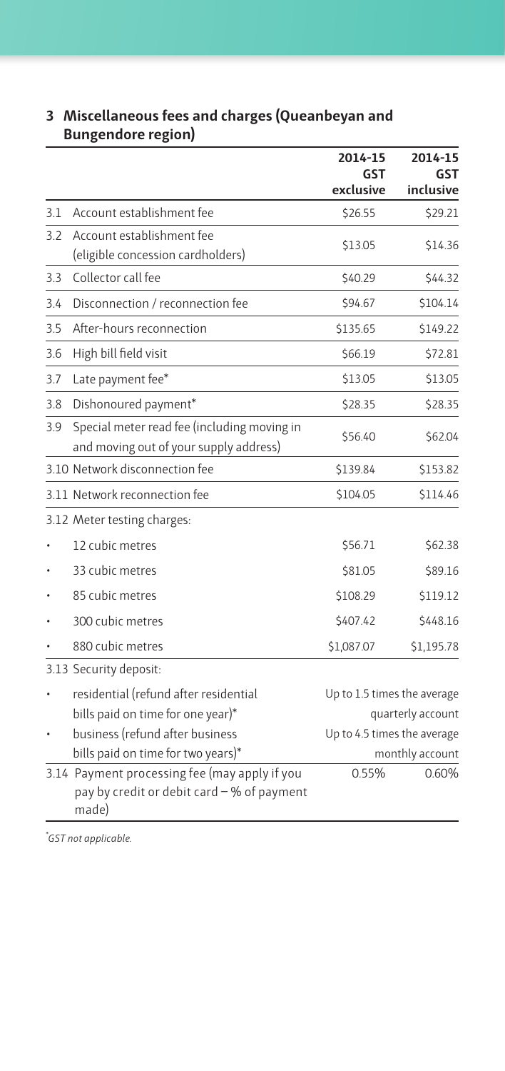## 3 Miscellaneous fees and charges (Queanbeyan and Bungendore region)

| | | 2014-15 GST exclusive | 2014-15 GST inclusive |
|---|---|---|---|
| 3.1 | Account establishment fee | $26.55 | $29.21 |
| 3.2 | Account establishment fee (eligible concession cardholders) | $13.05 | $14.36 |
| 3.3 | Collector call fee | $40.29 | $44.32 |
| 3.4 | Disconnection / reconnection fee | $94.67 | $104.14 |
| 3.5 | After-hours reconnection | $135.65 | $149.22 |
| 3.6 | High bill field visit | $66.19 | $72.81 |
| 3.7 | Late payment fee* | $13.05 | $13.05 |
| 3.8 | Dishonoured payment* | $28.35 | $28.35 |
| 3.9 | Special meter read fee (including moving in and moving out of your supply address) | $56.40 | $62.04 |
| 3.10 | Network disconnection fee | $139.84 | $153.82 |
| 3.11 | Network reconnection fee | $104.05 | $114.46 |
| 3.12 | Meter testing charges: | | |
| • | 12 cubic metres | $56.71 | $62.38 |
| • | 33 cubic metres | $81.05 | $89.16 |
| • | 85 cubic metres | $108.29 | $119.12 |
| • | 300 cubic metres | $407.42 | $448.16 |
| • | 880 cubic metres | $1,087.07 | $1,195.78 |
| 3.13 | Security deposit: | | |
| • | residential (refund after residential bills paid on time for one year)* | Up to 1.5 times the average quarterly account | |
| • | business (refund after business bills paid on time for two years)* | Up to 4.5 times the average monthly account | |
| 3.14 | Payment processing fee (may apply if you pay by credit or debit card – % of payment made) | 0.55% | 0.60% |

*GST not applicable.*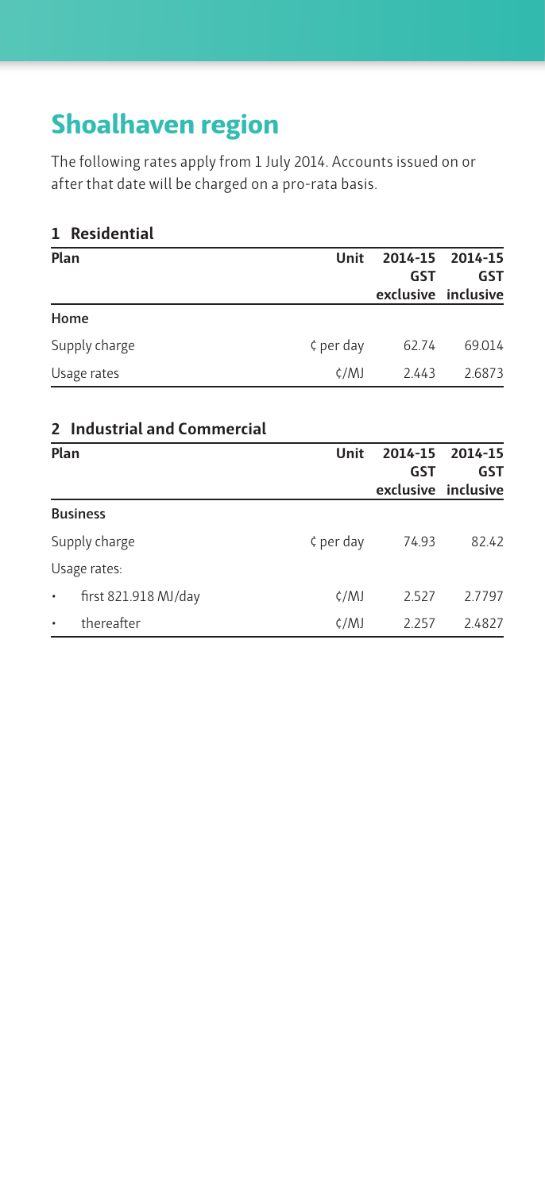# Shoalhaven region

The following rates apply from 1 July 2014. Accounts issued on or after that date will be charged on a pro-rata basis.

## 1 Residential

| Plan | Unit | 2014-15 GST exclusive | 2014-15 GST inclusive |
|---|---|---|---|
| **Home** | | | |
| Supply charge | ¢ per day | 62.74 | 69.014 |
| Usage rates | ¢/MJ | 2.443 | 2.6873 |

## 2 Industrial and Commercial

| Plan | Unit | 2014-15 GST exclusive | 2014-15 GST inclusive |
|---|---|---|---|
| **Business** | | | |
| Supply charge | ¢ per day | 74.93 | 82.42 |
| Usage rates: | | | |
| • first 821.918 MJ/day | ¢/MJ | 2.527 | 2.7797 |
| • thereafter | ¢/MJ | 2.257 | 2.4827 |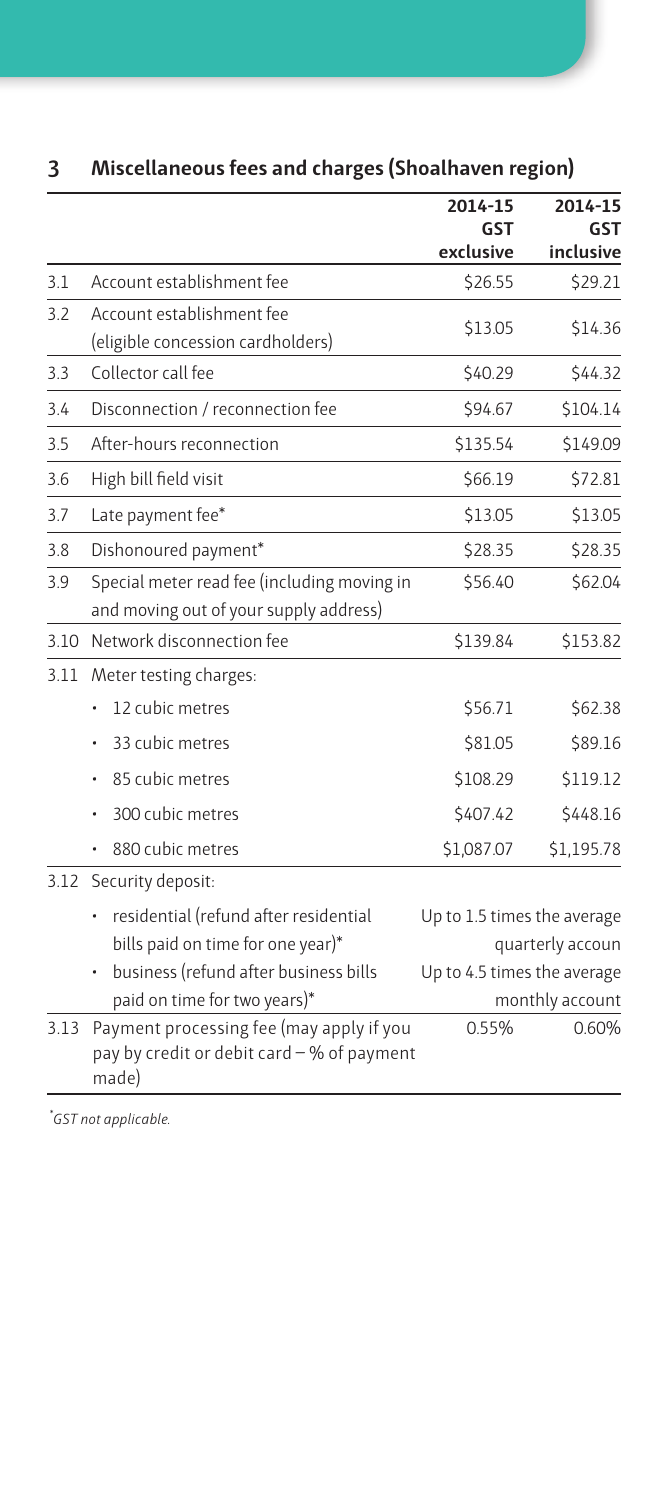## 3 Miscellaneous fees and charges (Shoalhaven region)

| | | 2014-15 GST exclusive | 2014-15 GST inclusive |
|---|---|---|---|
| 3.1 | Account establishment fee | $26.55 | $29.21 |
| 3.2 | Account establishment fee (eligible concession cardholders) | $13.05 | $14.36 |
| 3.3 | Collector call fee | $40.29 | $44.32 |
| 3.4 | Disconnection / reconnection fee | $94.67 | $104.14 |
| 3.5 | After-hours reconnection | $135.54 | $149.09 |
| 3.6 | High bill field visit | $66.19 | $72.81 |
| 3.7 | Late payment fee* | $13.05 | $13.05 |
| 3.8 | Dishonoured payment* | $28.35 | $28.35 |
| 3.9 | Special meter read fee (including moving in and moving out of your supply address) | $56.40 | $62.04 |
| 3.10 | Network disconnection fee | $139.84 | $153.82 |
| 3.11 | Meter testing charges: | | |
| | • 12 cubic metres | $56.71 | $62.38 |
| | • 33 cubic metres | $81.05 | $89.16 |
| | • 85 cubic metres | $108.29 | $119.12 |
| | • 300 cubic metres | $407.42 | $448.16 |
| | • 880 cubic metres | $1,087.07 | $1,195.78 |
| 3.12 | Security deposit: | | |
| | • residential (refund after residential bills paid on time for one year)* | Up to 1.5 times the average quarterly accoun | |
| | • business (refund after business bills paid on time for two years)* | Up to 4.5 times the average monthly account | |
| 3.13 | Payment processing fee (may apply if you pay by credit or debit card – % of payment made) | 0.55% | 0.60% |

*GST not applicable.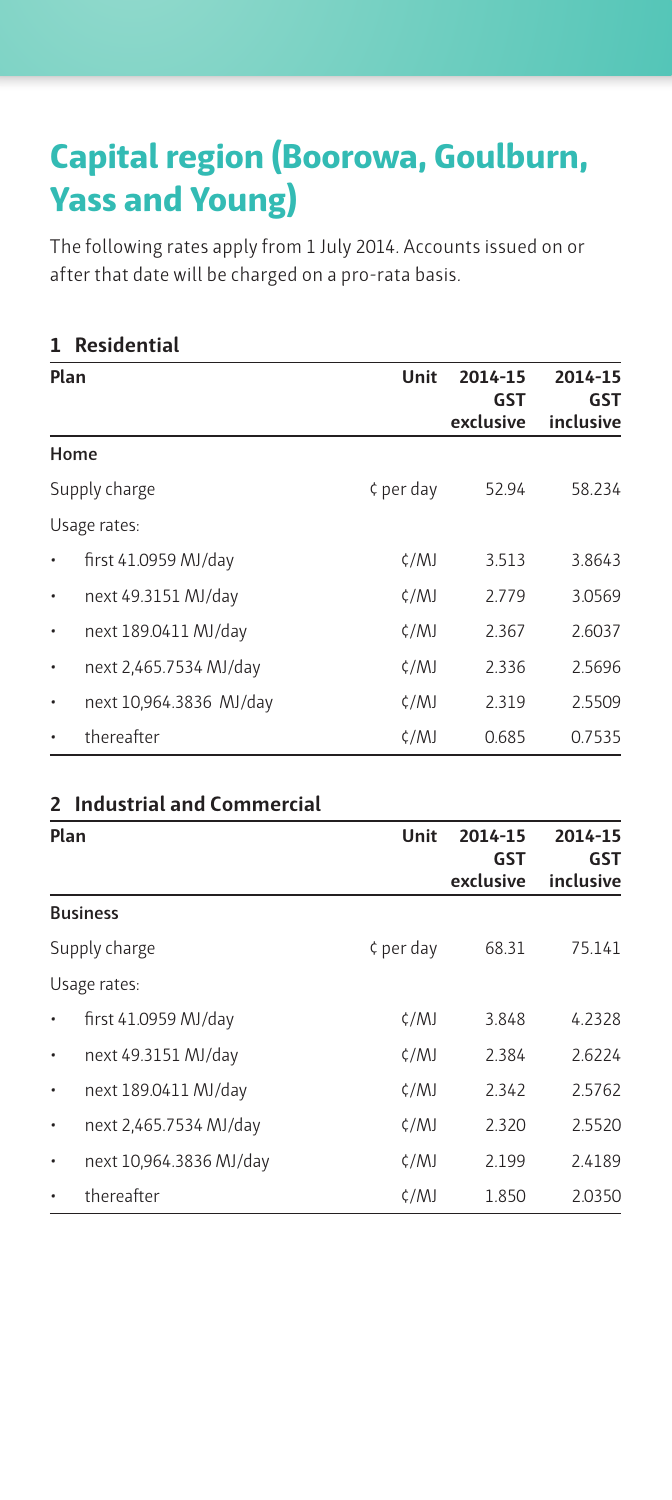# Capital region (Boorowa, Goulburn, Yass and Young)

The following rates apply from 1 July 2014. Accounts issued on or after that date will be charged on a pro-rata basis.

## 1 Residential

| Plan | Unit | 2014-15 GST exclusive | 2014-15 GST inclusive |
|---|---|---|---|
| **Home** | | | |
| Supply charge | ¢ per day | 52.94 | 58.234 |
| Usage rates: | | | |
| • first 41.0959 MJ/day | ¢/MJ | 3.513 | 3.8643 |
| • next 49.3151 MJ/day | ¢/MJ | 2.779 | 3.0569 |
| • next 189.0411 MJ/day | ¢/MJ | 2.367 | 2.6037 |
| • next 2,465.7534 MJ/day | ¢/MJ | 2.336 | 2.5696 |
| • next 10,964.3836 MJ/day | ¢/MJ | 2.319 | 2.5509 |
| • thereafter | ¢/MJ | 0.685 | 0.7535 |

## 2 Industrial and Commercial

| Plan | Unit | 2014-15 GST exclusive | 2014-15 GST inclusive |
|---|---|---|---|
| **Business** | | | |
| Supply charge | ¢ per day | 68.31 | 75.141 |
| Usage rates: | | | |
| • first 41.0959 MJ/day | ¢/MJ | 3.848 | 4.2328 |
| • next 49.3151 MJ/day | ¢/MJ | 2.384 | 2.6224 |
| • next 189.0411 MJ/day | ¢/MJ | 2.342 | 2.5762 |
| • next 2,465.7534 MJ/day | ¢/MJ | 2.320 | 2.5520 |
| • next 10,964.3836 MJ/day | ¢/MJ | 2.199 | 2.4189 |
| • thereafter | ¢/MJ | 1.850 | 2.0350 |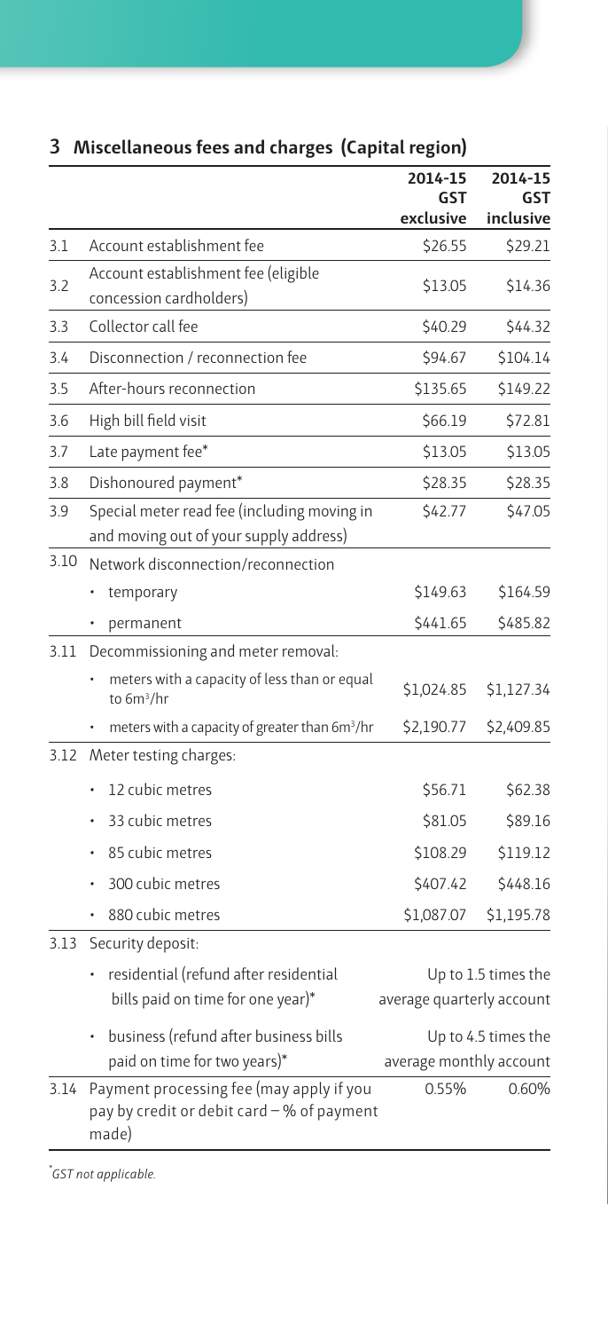## 3 Miscellaneous fees and charges (Capital region)

| | | 2014-15 GST exclusive | 2014-15 GST inclusive |
|---|---|---|---|
| 3.1 | Account establishment fee | $26.55 | $29.21 |
| 3.2 | Account establishment fee (eligible concession cardholders) | $13.05 | $14.36 |
| 3.3 | Collector call fee | $40.29 | $44.32 |
| 3.4 | Disconnection / reconnection fee | $94.67 | $104.14 |
| 3.5 | After-hours reconnection | $135.65 | $149.22 |
| 3.6 | High bill field visit | $66.19 | $72.81 |
| 3.7 | Late payment fee* | $13.05 | $13.05 |
| 3.8 | Dishonoured payment* | $28.35 | $28.35 |
| 3.9 | Special meter read fee (including moving in and moving out of your supply address) | $42.77 | $47.05 |
| 3.10 | Network disconnection/reconnection | | |
| | • temporary | $149.63 | $164.59 |
| | • permanent | $441.65 | $485.82 |
| 3.11 | Decommissioning and meter removal: | | |
| | • meters with a capacity of less than or equal to $6m^3$/hr | $1,024.85 | $1,127.34 |
| | • meters with a capacity of greater than $6m^3$/hr | $2,190.77 | $2,409.85 |
| 3.12 | Meter testing charges: | | |
| | • 12 cubic metres | $56.71 | $62.38 |
| | • 33 cubic metres | $81.05 | $89.16 |
| | • 85 cubic metres | $108.29 | $119.12 |
| | • 300 cubic metres | $407.42 | $448.16 |
| | • 880 cubic metres | $1,087.07 | $1,195.78 |
| 3.13 | Security deposit: | | |
| | • residential (refund after residential bills paid on time for one year)* | Up to 1.5 times the average quarterly account | |
| | • business (refund after business bills paid on time for two years)* | Up to 4.5 times the average monthly account | |
| 3.14 | Payment processing fee (may apply if you pay by credit or debit card – % of payment made) | 0.55% | 0.60% |

*GST not applicable.*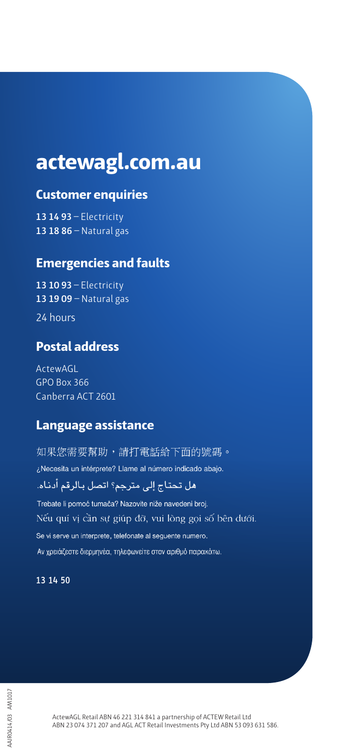# actewagl.com.au

## Customer enquiries

**13 14 93** – Electricity
**13 18 86** – Natural gas

## Emergencies and faults

**13 10 93** – Electricity
**13 19 09** – Natural gas

24 hours

## Postal address

ActewAGL
GPO Box 366
Canberra ACT 2601

## Language assistance

如果您需要幫助，請打電話給下面的號碼。

¿Necesita un intérprete? Llame al número indicado abajo.

هل تحتاج إلى مترجم؟ اتصل بالرقم أدناه.

Trebate li pomoć tumača? Nazovite niže navedeni broj.

Nếu quí vị cần sự giúp đỡ, vui lòng gọi số bên dưới.

Se vi serve un interprete, telefonate al seguente numero.

Αν χρειάζεστε διερμηνέα, τηλεφωνείτε στον αριθμό παρακάτω.

**13 14 50**

AAJR0414/03 AM1017

ActewAGL Retail ABN 46 221 314 841 a partnership of ACTEW Retail Ltd
ABN 23 074 371 207 and AGL ACT Retail Investments Pty Ltd ABN 53 093 631 586.